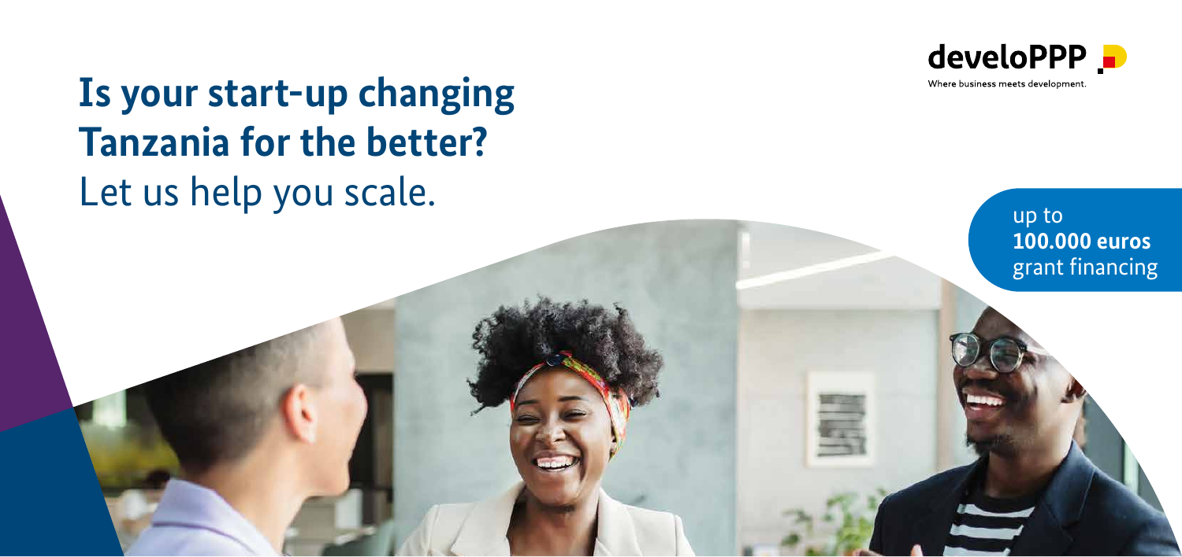# Is your start-up changing Tanzania for the better?

Let us help you scale.

developPP

Where business meets development.

up to **100.000 euros** grant financing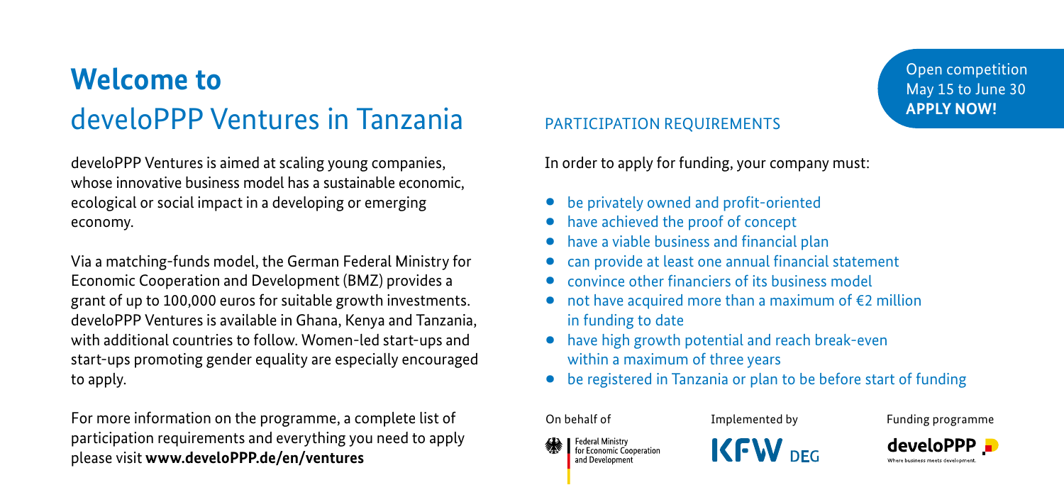# Welcome to
## develoPPP Ventures in Tanzania

develoPPP Ventures is aimed at scaling young companies, whose innovative business model has a sustainable economic, ecological or social impact in a developing or emerging economy.

Via a matching-funds model, the German Federal Ministry for Economic Cooperation and Development (BMZ) provides a grant of up to 100,000 euros for suitable growth investments. develoPPP Ventures is available in Ghana, Kenya and Tanzania, with additional countries to follow. Women-led start-ups and start-ups promoting gender equality are especially encouraged to apply.

For more information on the programme, a complete list of participation requirements and everything you need to apply please visit **www.develoPPP.de/en/ventures**

Open competition
May 15 to June 30
**APPLY NOW!**

### PARTICIPATION REQUIREMENTS

In order to apply for funding, your company must:

- be privately owned and profit-oriented
- have achieved the proof of concept
- have a viable business and financial plan
- can provide at least one annual financial statement
- convince other financiers of its business model
- not have acquired more than a maximum of €2 million in funding to date
- have high growth potential and reach break-even within a maximum of three years
- be registered in Tanzania or plan to be before start of funding

On behalf of: Federal Ministry for Economic Cooperation and Development

Implemented by: KFW DEG

Funding programme: develoPPP – Where business meets development.